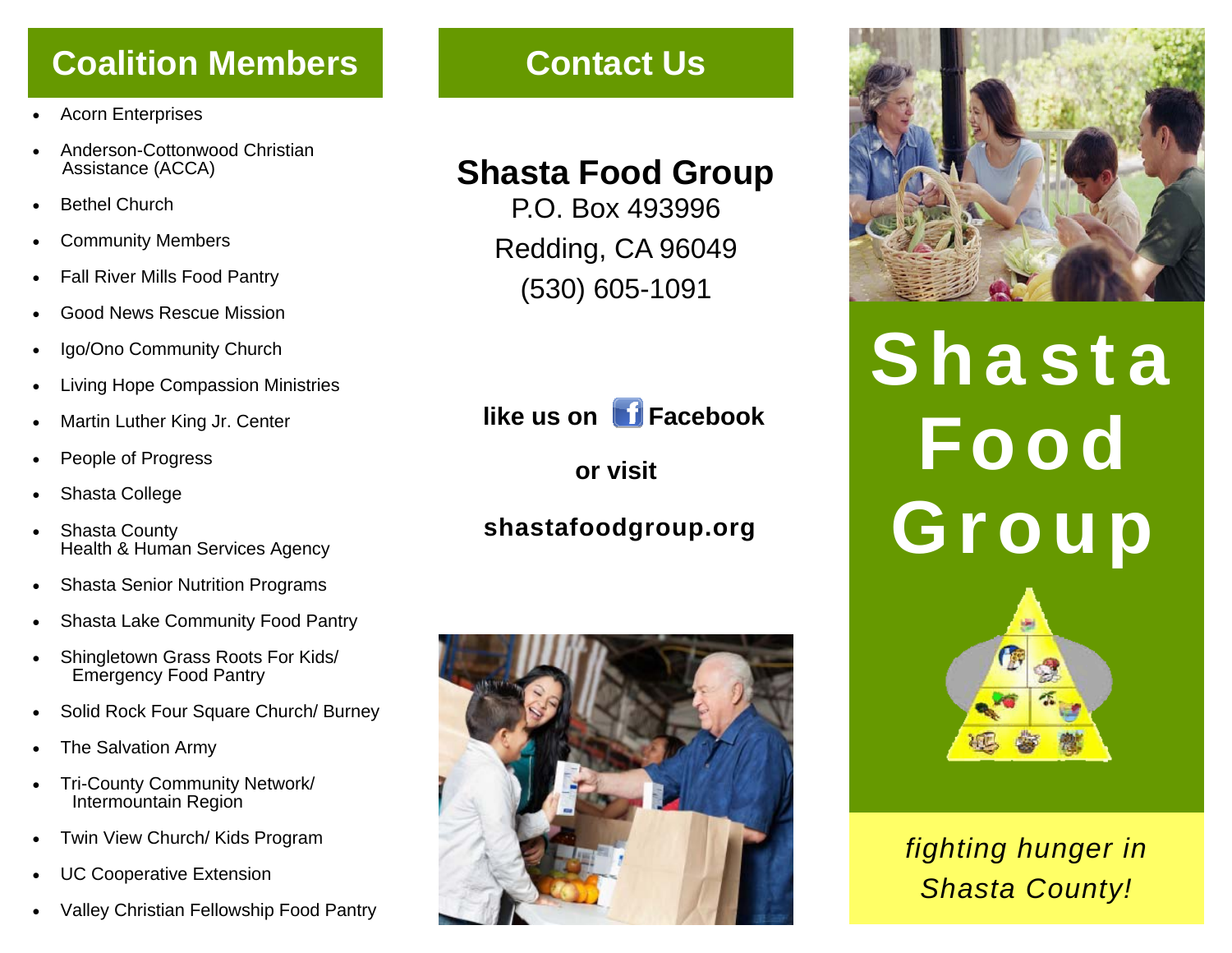## Coalition Members

- Acorn Enterprises
- Anderson-Cottonwood Christian Assistance (ACCA)
- Bethel Church
- Community Members
- Fall River Mills Food Pantry
- Good News Rescue Mission
- Igo/Ono Community Church
- Living Hope Compassion Ministries
- Martin Luther King Jr. Center
- People of Progress
- Shasta College
- Shasta County Health & Human Services Agency
- Shasta Senior Nutrition Programs
- Shasta Lake Community Food Pantry
- Shingletown Grass Roots For Kids/ Emergency Food Pantry
- Solid Rock Four Square Church/ Burney
- The Salvation Army
- Tri-County Community Network/ Intermountain Region
- Twin View Church/ Kids Program
- UC Cooperative Extension
- Valley Christian Fellowship Food Pantry

## Contact Us

**Shasta Food Group**
P.O. Box 493996
Redding, CA 96049
(530) 605-1091

**like us on Facebook**

**or visit**

**shastafoodgroup.org**

# Shasta Food Group

*fighting hunger in Shasta County!*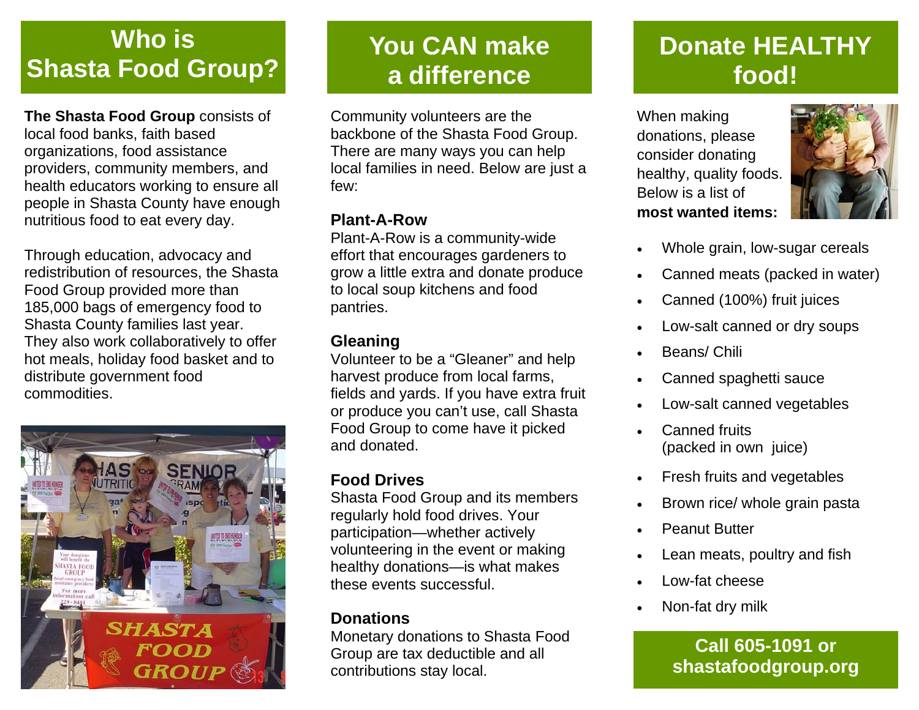## Who is Shasta Food Group?

**The Shasta Food Group** consists of local food banks, faith based organizations, food assistance providers, community members, and health educators working to ensure all people in Shasta County have enough nutritious food to eat every day.

Through education, advocacy and redistribution of resources, the Shasta Food Group provided more than 185,000 bags of emergency food to Shasta County families last year. They also work collaboratively to offer hot meals, holiday food basket and to distribute government food commodities.

## You CAN make a difference

Community volunteers are the backbone of the Shasta Food Group. There are many ways you can help local families in need. Below are just a few:

**Plant-A-Row**
Plant-A-Row is a community-wide effort that encourages gardeners to grow a little extra and donate produce to local soup kitchens and food pantries.

**Gleaning**
Volunteer to be a "Gleaner" and help harvest produce from local farms, fields and yards. If you have extra fruit or produce you can't use, call Shasta Food Group to come have it picked and donated.

**Food Drives**
Shasta Food Group and its members regularly hold food drives. Your participation—whether actively volunteering in the event or making healthy donations—is what makes these events successful.

**Donations**
Monetary donations to Shasta Food Group are tax deductible and all contributions stay local.

## Donate HEALTHY food!

When making donations, please consider donating healthy, quality foods. Below is a list of **most wanted items:**

- Whole grain, low-sugar cereals
- Canned meats (packed in water)
- Canned (100%) fruit juices
- Low-salt canned or dry soups
- Beans/ Chili
- Canned spaghetti sauce
- Low-salt canned vegetables
- Canned fruits (packed in own juice)
- Fresh fruits and vegetables
- Brown rice/ whole grain pasta
- Peanut Butter
- Lean meats, poultry and fish
- Low-fat cheese
- Non-fat dry milk

**Call 605-1091 or shastafoodgroup.org**